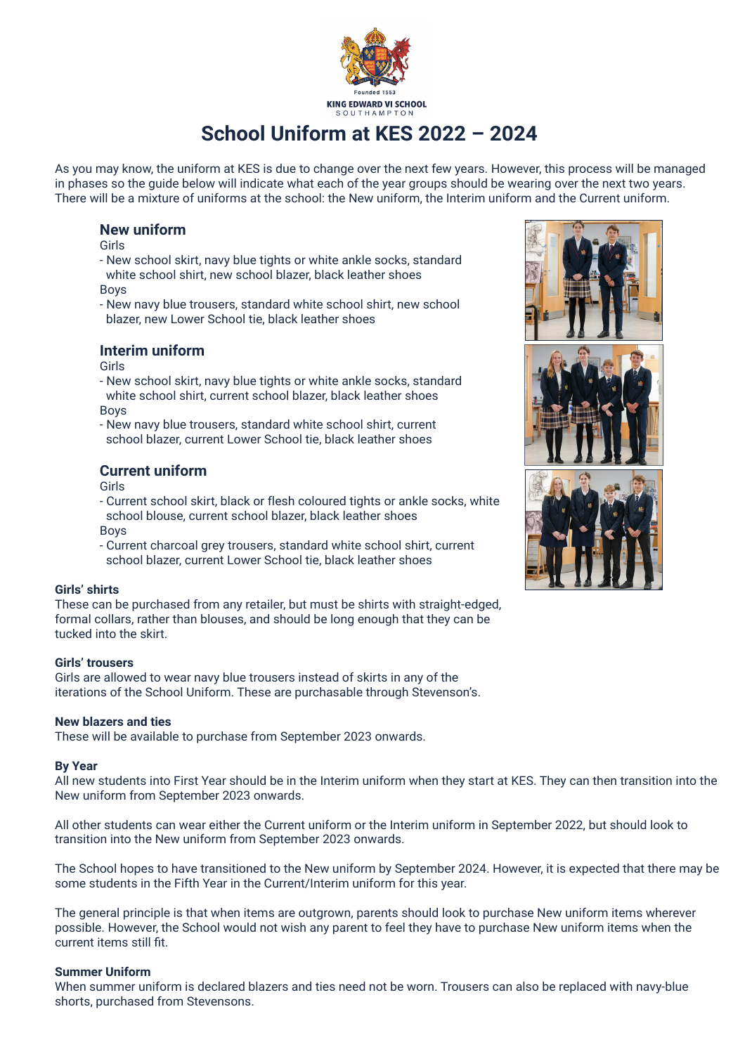Founded 1553

KING EDWARD VI SCHOOL
SOUTHAMPTON

# School Uniform at KES 2022 – 2024

As you may know, the uniform at KES is due to change over the next few years. However, this process will be managed in phases so the guide below will indicate what each of the year groups should be wearing over the next two years. There will be a mixture of uniforms at the school: the New uniform, the Interim uniform and the Current uniform.

## New uniform

Girls

- New school skirt, navy blue tights or white ankle socks, standard white school shirt, new school blazer, black leather shoes

Boys

- New navy blue trousers, standard white school shirt, new school blazer, new Lower School tie, black leather shoes

## Interim uniform

Girls

- New school skirt, navy blue tights or white ankle socks, standard white school shirt, current school blazer, black leather shoes

Boys

- New navy blue trousers, standard white school shirt, current school blazer, current Lower School tie, black leather shoes

## Current uniform

Girls

- Current school skirt, black or flesh coloured tights or ankle socks, white school blouse, current school blazer, black leather shoes

Boys

- Current charcoal grey trousers, standard white school shirt, current school blazer, current Lower School tie, black leather shoes

**Girls' shirts**

These can be purchased from any retailer, but must be shirts with straight-edged, formal collars, rather than blouses, and should be long enough that they can be tucked into the skirt.

**Girls' trousers**

Girls are allowed to wear navy blue trousers instead of skirts in any of the iterations of the School Uniform. These are purchasable through Stevenson's.

**New blazers and ties**

These will be available to purchase from September 2023 onwards.

**By Year**

All new students into First Year should be in the Interim uniform when they start at KES. They can then transition into the New uniform from September 2023 onwards.

All other students can wear either the Current uniform or the Interim uniform in September 2022, but should look to transition into the New uniform from September 2023 onwards.

The School hopes to have transitioned to the New uniform by September 2024. However, it is expected that there may be some students in the Fifth Year in the Current/Interim uniform for this year.

The general principle is that when items are outgrown, parents should look to purchase New uniform items wherever possible. However, the School would not wish any parent to feel they have to purchase New uniform items when the current items still fit.

**Summer Uniform**

When summer uniform is declared blazers and ties need not be worn. Trousers can also be replaced with navy-blue shorts, purchased from Stevensons.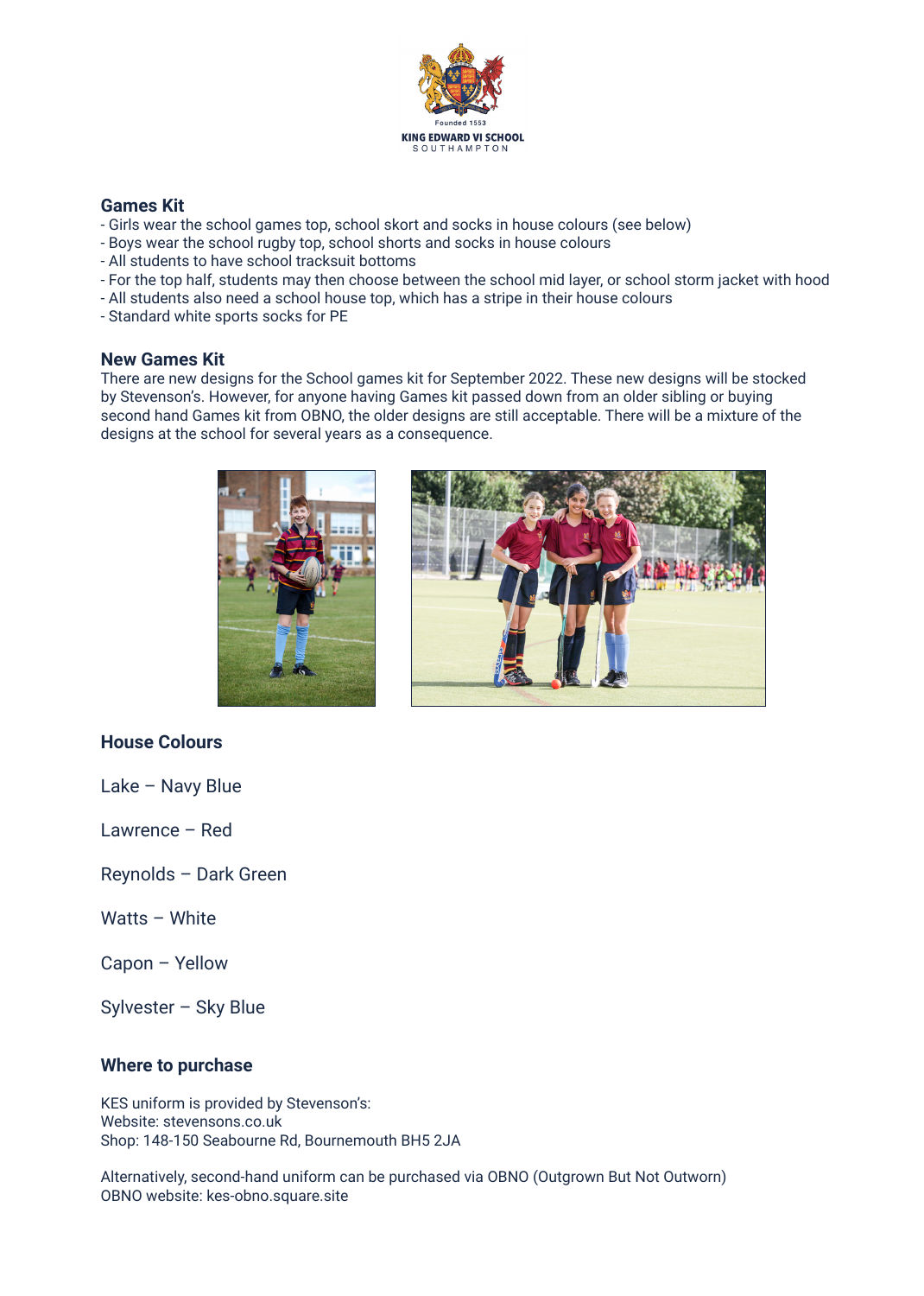Founded 1553

KING EDWARD VI SCHOOL
SOUTHAMPTON

## Games Kit

- Girls wear the school games top, school skort and socks in house colours (see below)
- Boys wear the school rugby top, school shorts and socks in house colours
- All students to have school tracksuit bottoms
- For the top half, students may then choose between the school mid layer, or school storm jacket with hood
- All students also need a school house top, which has a stripe in their house colours
- Standard white sports socks for PE

## New Games Kit

There are new designs for the School games kit for September 2022. These new designs will be stocked by Stevenson's. However, for anyone having Games kit passed down from an older sibling or buying second hand Games kit from OBNO, the older designs are still acceptable. There will be a mixture of the designs at the school for several years as a consequence.

## House Colours

Lake – Navy Blue

Lawrence – Red

Reynolds – Dark Green

Watts – White

Capon – Yellow

Sylvester – Sky Blue

## Where to purchase

KES uniform is provided by Stevenson's:
Website: stevensons.co.uk
Shop: 148-150 Seabourne Rd, Bournemouth BH5 2JA

Alternatively, second-hand uniform can be purchased via OBNO (Outgrown But Not Outworn)
OBNO website: kes-obno.square.site